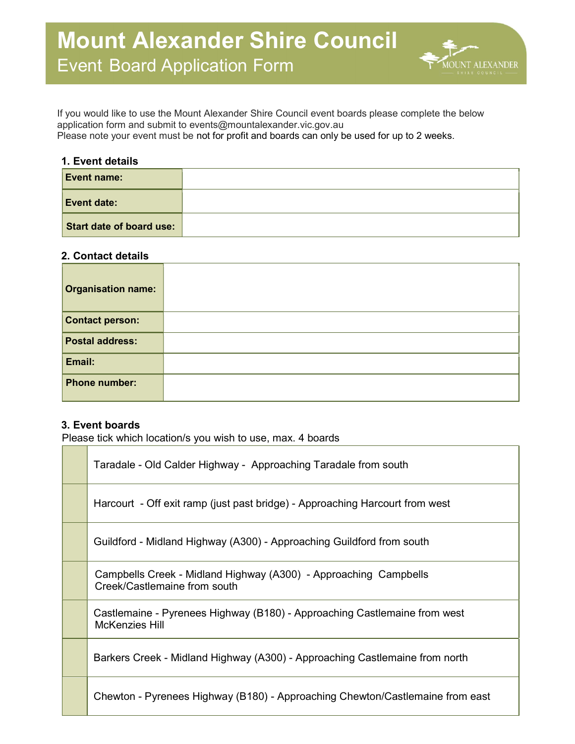# Mount Alexander Shire Council

## Event Board Application Form

If you would like to use the Mount Alexander Shire Council event boards please complete the below application form and submit to events@mountalexander.vic.gov.au
Please note your event must be not for profit and boards can only be used for up to 2 weeks.

### 1. Event details

| | |
|---|---|
| **Event name:** | |
| **Event date:** | |
| **Start date of board use:** | |

### 2. Contact details

| | |
|---|---|
| **Organisation name:** | |
| **Contact person:** | |
| **Postal address:** | |
| **Email:** | |
| **Phone number:** | |

### 3. Event boards

Please tick which location/s you wish to use, max. 4 boards

| | |
|---|---|
| | Taradale - Old Calder Highway - Approaching Taradale from south |
| | Harcourt - Off exit ramp (just past bridge) - Approaching Harcourt from west |
| | Guildford - Midland Highway (A300) - Approaching Guildford from south |
| | Campbells Creek - Midland Highway (A300) - Approaching Campbells Creek/Castlemaine from south |
| | Castlemaine - Pyrenees Highway (B180) - Approaching Castlemaine from west McKenzies Hill |
| | Barkers Creek - Midland Highway (A300) - Approaching Castlemaine from north |
| | Chewton - Pyrenees Highway (B180) - Approaching Chewton/Castlemaine from east |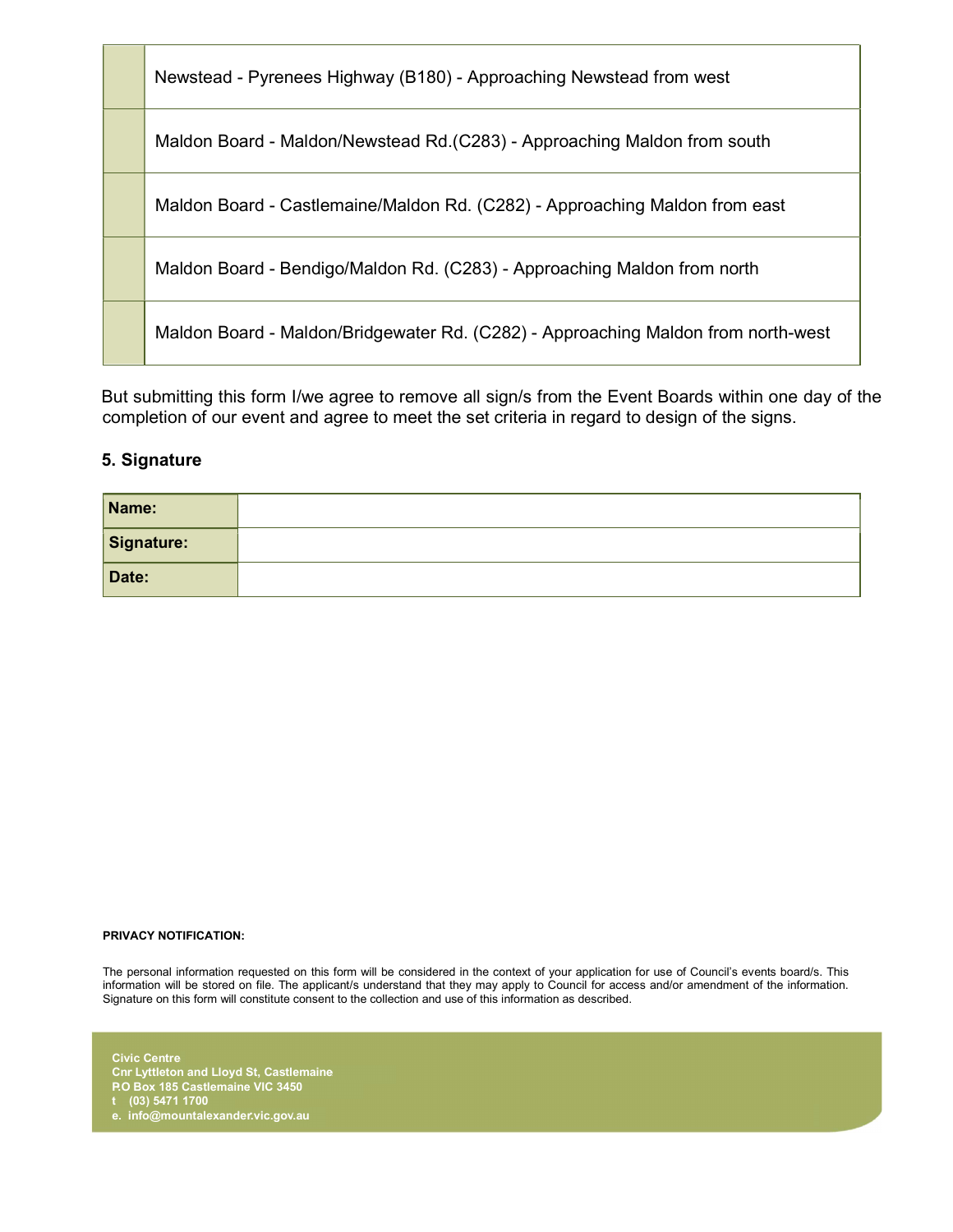| | |
|---|---|
| | Newstead - Pyrenees Highway (B180) - Approaching Newstead from west |
| | Maldon Board - Maldon/Newstead Rd.(C283) - Approaching Maldon from south |
| | Maldon Board - Castlemaine/Maldon Rd. (C282) - Approaching Maldon from east |
| | Maldon Board - Bendigo/Maldon Rd. (C283) - Approaching Maldon from north |
| | Maldon Board - Maldon/Bridgewater Rd. (C282) - Approaching Maldon from north-west |

But submitting this form I/we agree to remove all sign/s from the Event Boards within one day of the completion of our event and agree to meet the set criteria in regard to design of the signs.

### 5. Signature

| | |
|---|---|
| **Name:** | |
| **Signature:** | |
| **Date:** | |

**PRIVACY NOTIFICATION:**

The personal information requested on this form will be considered in the context of your application for use of Council's events board/s. This information will be stored on file. The applicant/s understand that they may apply to Council for access and/or amendment of the information. Signature on this form will constitute consent to the collection and use of this information as described.

**Civic Centre**
**Cnr Lyttleton and Lloyd St, Castlemaine**
**P.O Box 185 Castlemaine VIC 3450**
**t (03) 5471 1700**
**e. info@mountalexander.vic.gov.au**